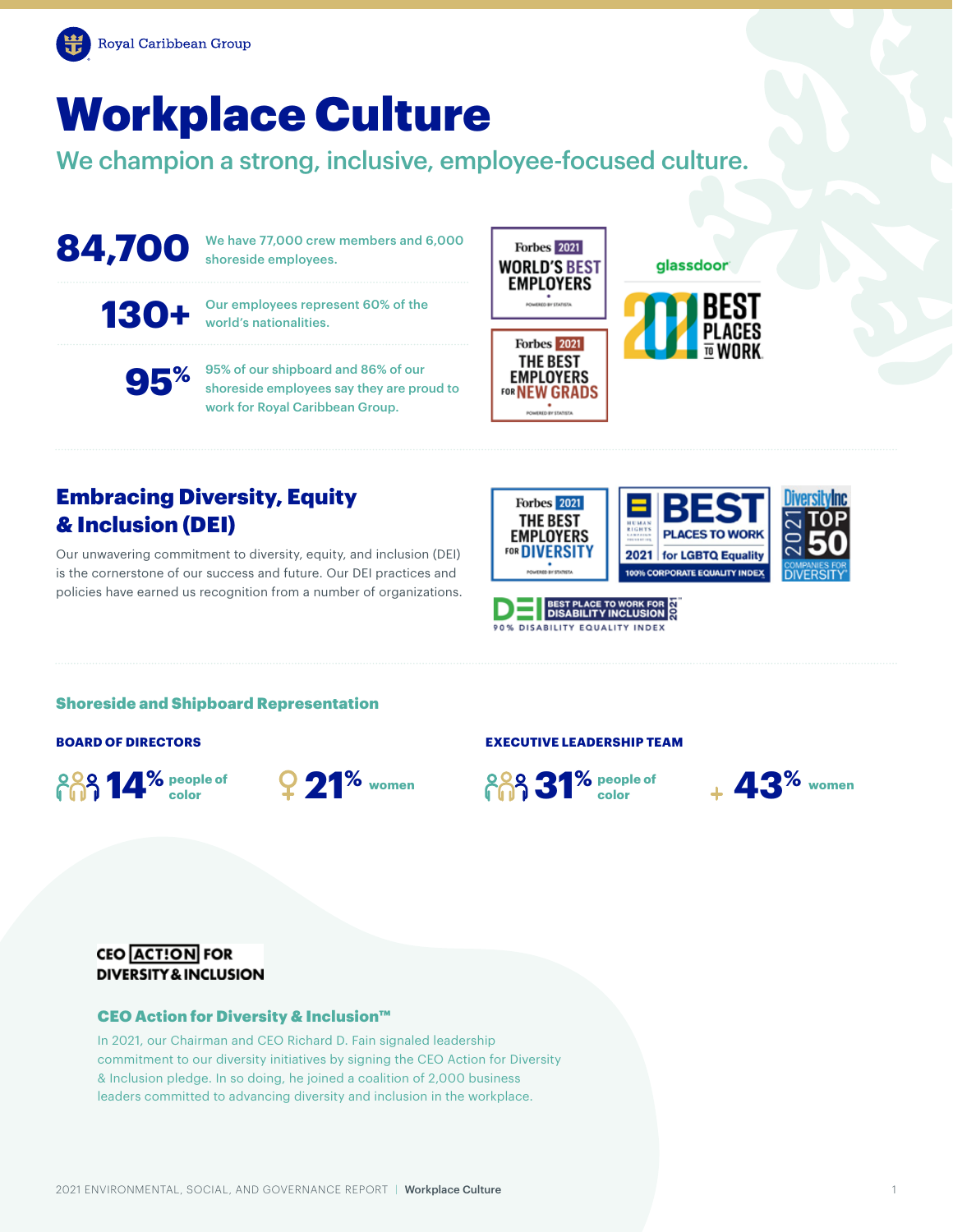# Workplace Culture

## We champion a strong, inclusive, employee-focused culture.

**84,700** We have 77,000 crew members and 6,000 shoreside employees.

**130+** Our employees represent 60% of the world's nationalities.

**95%** 95% of our shipboard and 86% of our shoreside employees say they are proud to work for Royal Caribbean Group.

Forbes 2021 World's Best Employers

Forbes 2021 The Best Employers for New Grads

glassdoor 2021 Best Places to Work

## Embracing Diversity, Equity & Inclusion (DEI)

Our unwavering commitment to diversity, equity, and inclusion (DEI) is the cornerstone of our success and future. Our DEI practices and policies have earned us recognition from a number of organizations.

Forbes 2021 The Best Employers for Diversity

Human Rights Campaign Foundation — Best Places to Work for LGBTQ Equality 2021 — 100% Corporate Equality Index

DiversityInc 2021 Top 50 Companies for Diversity

DEI Best Place to Work for Disability Inclusion 2021 — 90% Disability Equality Index

### Shoreside and Shipboard Representation

**BOARD OF DIRECTORS**

**14%** people of color

**21%** women

**EXECUTIVE LEADERSHIP TEAM**

**31%** people of color

**43%** women

CEO ACT!ON FOR DIVERSITY & INCLUSION

### CEO Action for Diversity & Inclusion™

In 2021, our Chairman and CEO Richard D. Fain signaled leadership commitment to our diversity initiatives by signing the CEO Action for Diversity & Inclusion pledge. In so doing, he joined a coalition of 2,000 business leaders committed to advancing diversity and inclusion in the workplace.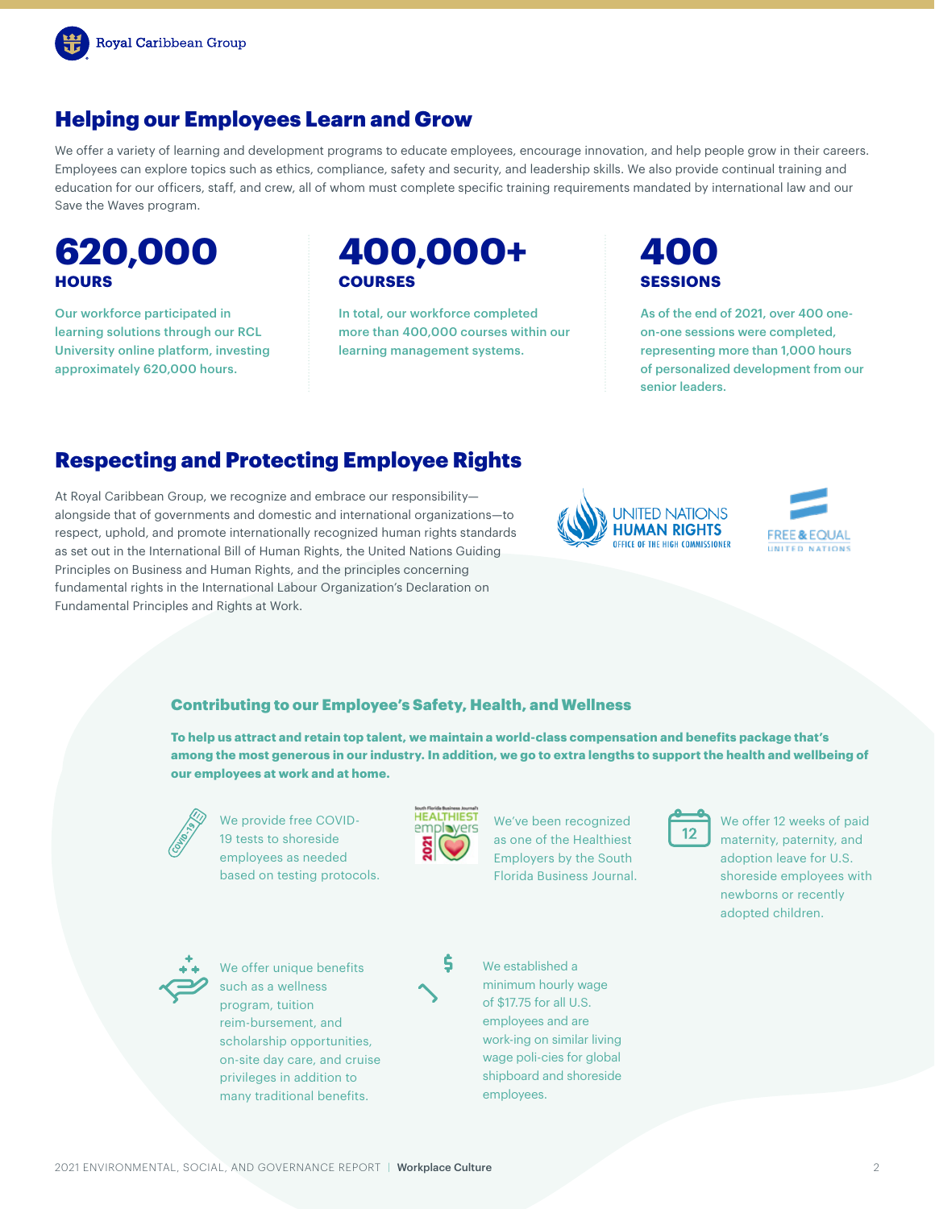## Helping our Employees Learn and Grow

We offer a variety of learning and development programs to educate employees, encourage innovation, and help people grow in their careers. Employees can explore topics such as ethics, compliance, safety and security, and leadership skills. We also provide continual training and education for our officers, staff, and crew, all of whom must complete specific training requirements mandated by international law and our Save the Waves program.

**620,000**
**HOURS**

Our workforce participated in learning solutions through our RCL University online platform, investing approximately 620,000 hours.

**400,000+**
**COURSES**

In total, our workforce completed more than 400,000 courses within our learning management systems.

**400**
**SESSIONS**

As of the end of 2021, over 400 one-on-one sessions were completed, representing more than 1,000 hours of personalized development from our senior leaders.

## Respecting and Protecting Employee Rights

At Royal Caribbean Group, we recognize and embrace our responsibility—alongside that of governments and domestic and international organizations—to respect, uphold, and promote internationally recognized human rights standards as set out in the International Bill of Human Rights, the United Nations Guiding Principles on Business and Human Rights, and the principles concerning fundamental rights in the International Labour Organization's Declaration on Fundamental Principles and Rights at Work.

UNITED NATIONS HUMAN RIGHTS OFFICE OF THE HIGH COMMISSIONER

FREE & EQUAL UNITED NATIONS

### Contributing to our Employee's Safety, Health, and Wellness

**To help us attract and retain top talent, we maintain a world-class compensation and benefits package that's among the most generous in our industry. In addition, we go to extra lengths to support the health and wellbeing of our employees at work and at home.**

We provide free COVID-19 tests to shoreside employees as needed based on testing protocols.

We've been recognized as one of the Healthiest Employers by the South Florida Business Journal.

We offer 12 weeks of paid maternity, paternity, and adoption leave for U.S. shoreside employees with newborns or recently adopted children.

We offer unique benefits such as a wellness program, tuition reim-bursement, and scholarship opportunities, on-site day care, and cruise privileges in addition to many traditional benefits.

We established a minimum hourly wage of $17.75 for all U.S. employees and are work-ing on similar living wage poli-cies for global shipboard and shoreside employees.